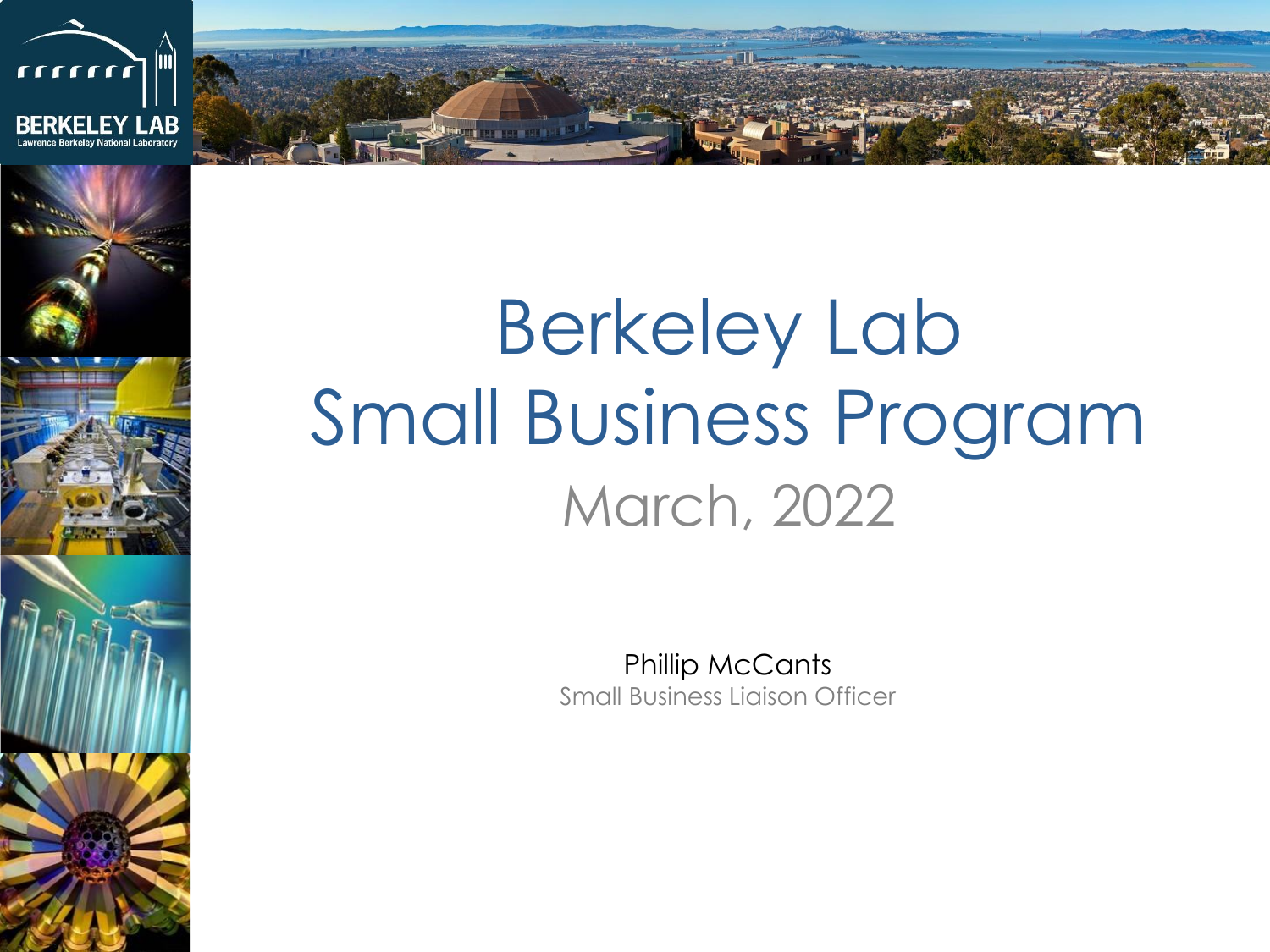# Berkeley Lab Small Business Program

March, 2022

Phillip McCants

Small Business Liaison Officer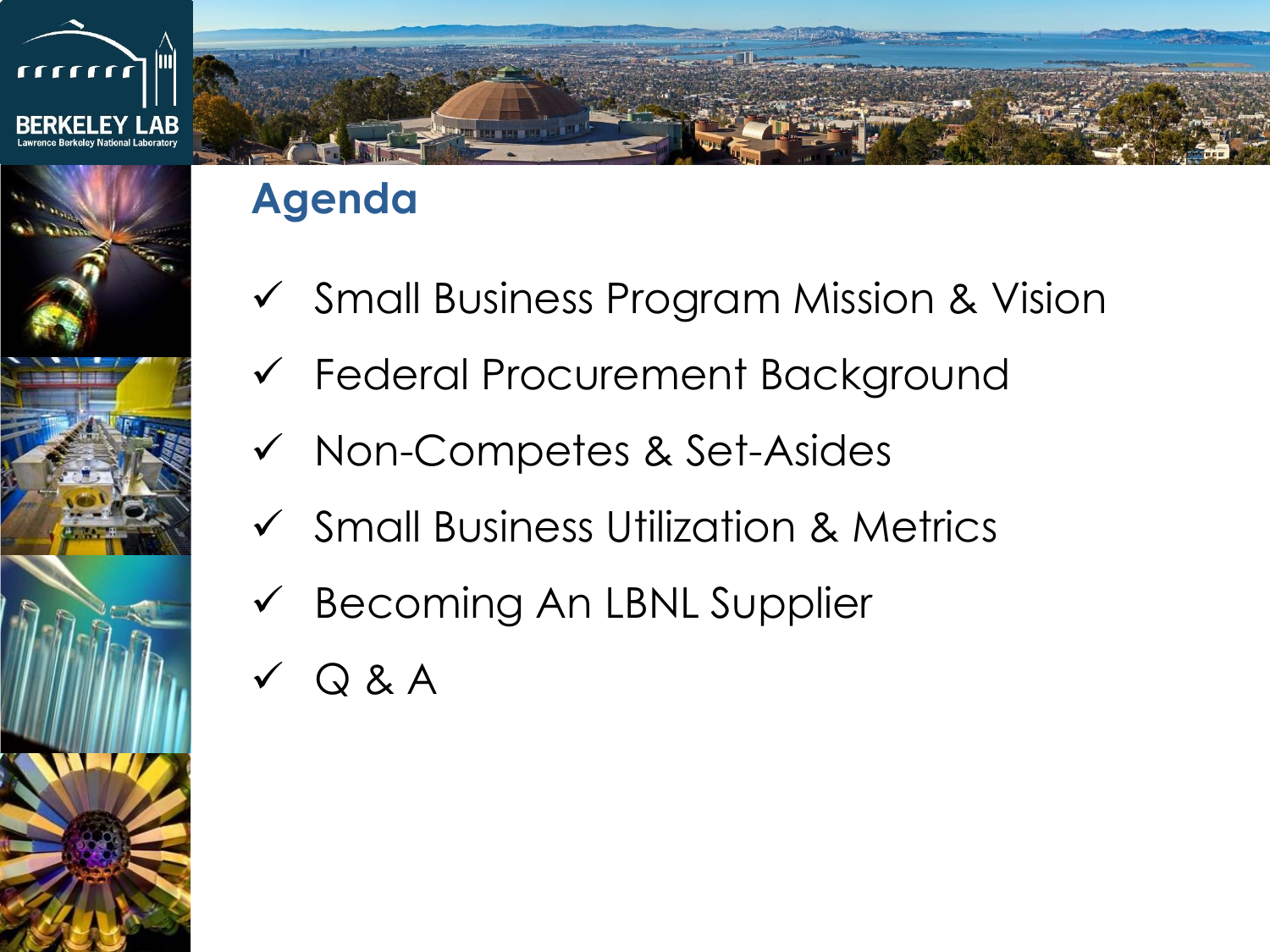# Agenda

- ✓ Small Business Program Mission & Vision
- ✓ Federal Procurement Background
- ✓ Non-Competes & Set-Asides
- ✓ Small Business Utilization & Metrics
- ✓ Becoming An LBNL Supplier
- ✓ Q & A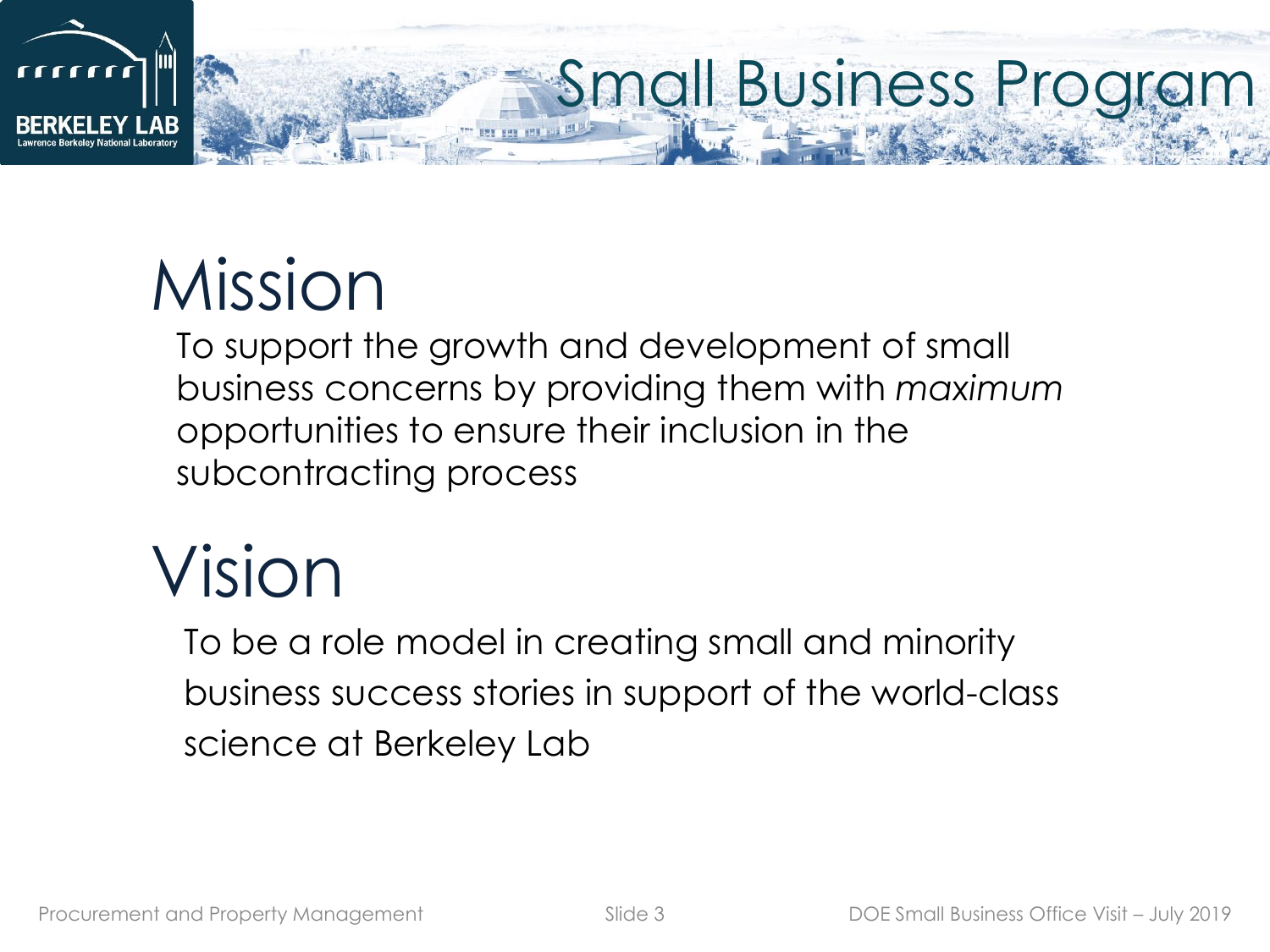# Small Business Program

## Mission

To support the growth and development of small business concerns by providing them with *maximum* opportunities to ensure their inclusion in the subcontracting process

## Vision

To be a role model in creating small and minority business success stories in support of the world-class science at Berkeley Lab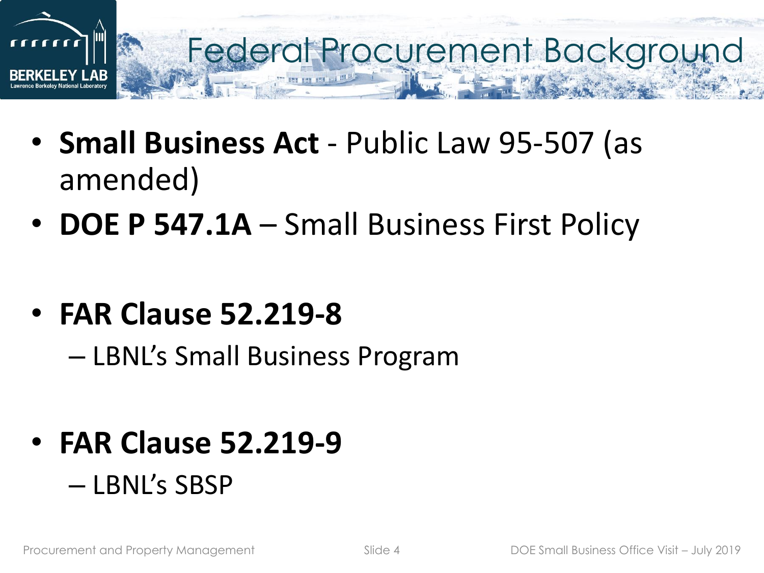# Federal Procurement Background

- **Small Business Act** - Public Law 95-507 (as amended)
- **DOE P 547.1A** – Small Business First Policy
- **FAR Clause 52.219-8**
  - LBNL's Small Business Program
- **FAR Clause 52.219-9**
  - LBNL's SBSP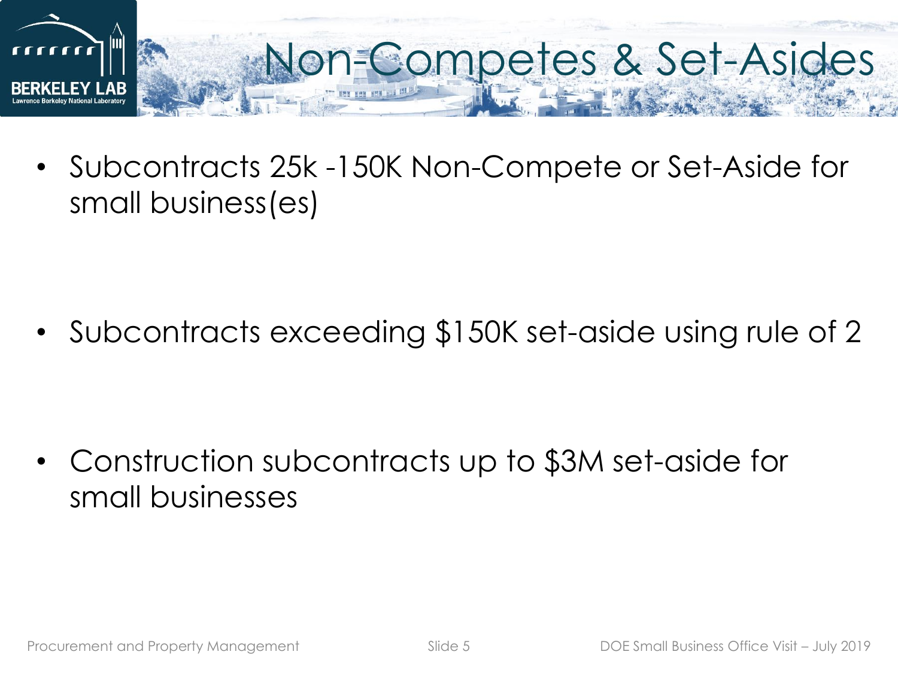# Non-Competes & Set-Asides

- Subcontracts 25k -150K Non-Compete or Set-Aside for small business(es)

- Subcontracts exceeding $150K set-aside using rule of 2

- Construction subcontracts up to $3M set-aside for small businesses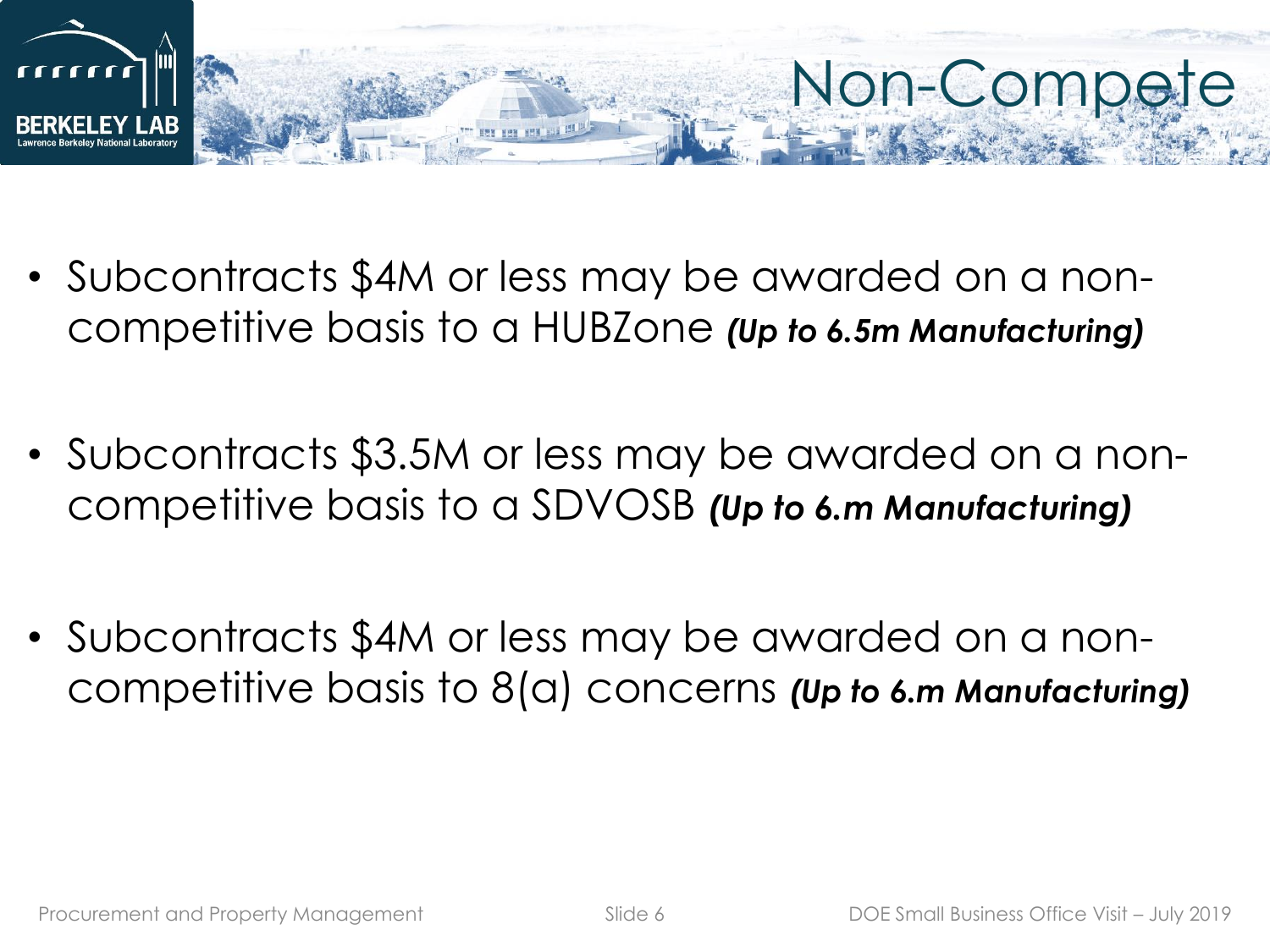# Non-Compete

- Subcontracts $4M or less may be awarded on a non-competitive basis to a HUBZone ***(Up to 6.5m Manufacturing)***

- Subcontracts $3.5M or less may be awarded on a non-competitive basis to a SDVOSB ***(Up to 6.m Manufacturing)***

- Subcontracts $4M or less may be awarded on a non-competitive basis to 8(a) concerns ***(Up to 6.m Manufacturing)***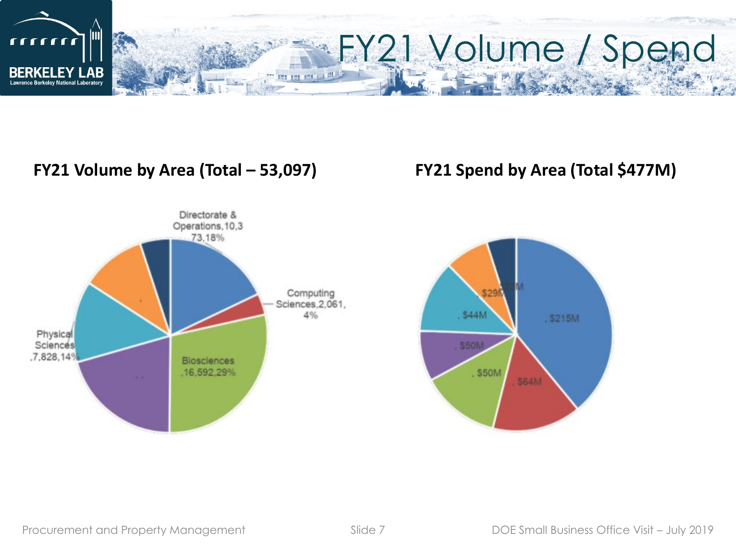# FY21 Volume / Spend

**FY21 Volume by Area (Total – 53,097)**

Directorate & Operations,10,373,18%

Computing Sciences,2,061, 4%

Physical Sciences ,7,828,14%

Biosciences ,16,592,29%

**FY21 Spend by Area (Total $477M)**

, $215M

, $64M

, $50M

, $50M

, $44M

, $29M

$25M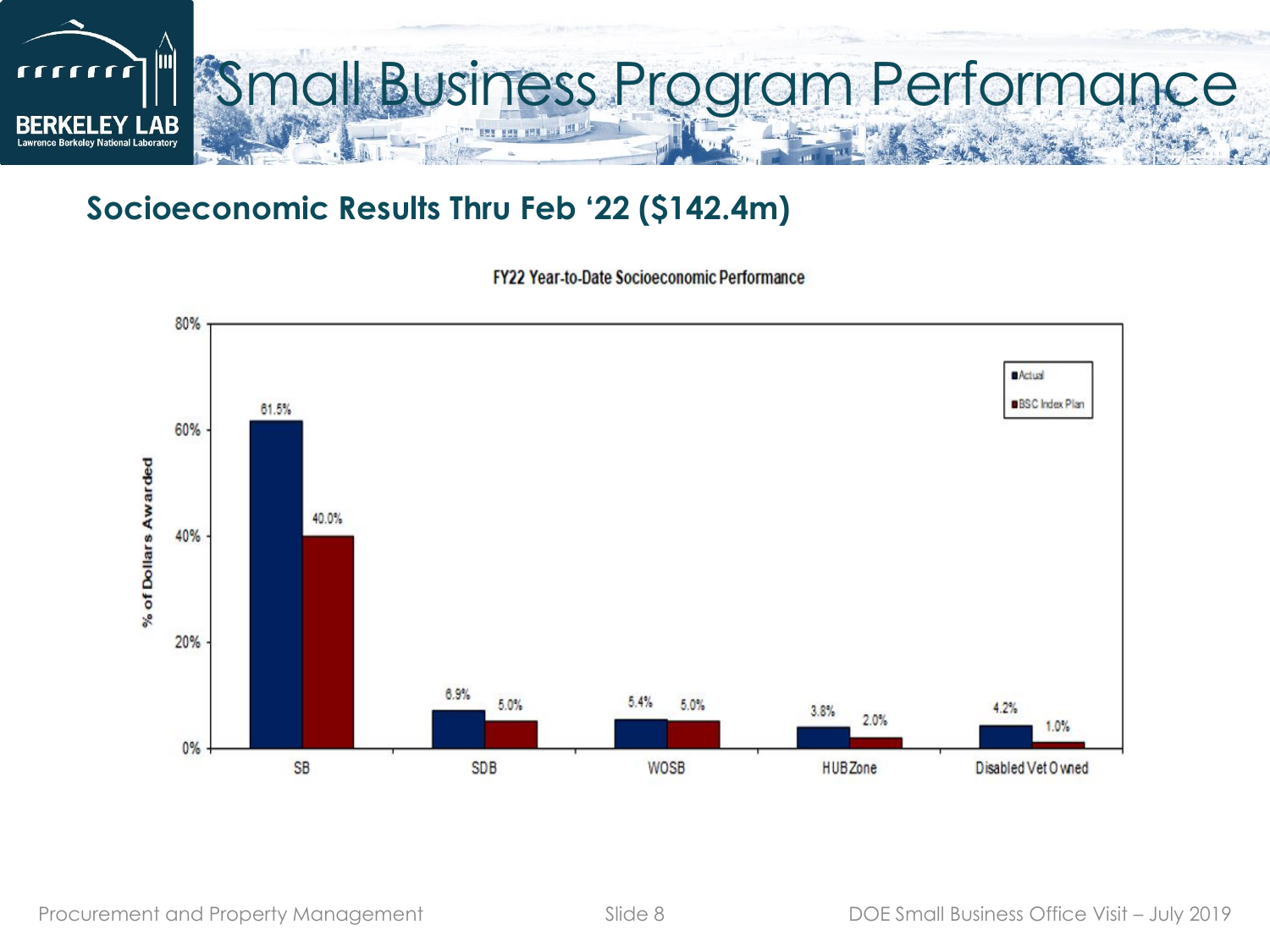# Small Business Program Performance

## Socioeconomic Results Thru Feb '22 ($142.4m)

FY22 Year-to-Date Socioeconomic Performance

| Category | Actual | BSC Index Plan |
|---|---|---|
| SB | 61.5% | 40.0% |
| SDB | 6.9% | 5.0% |
| WOSB | 5.4% | 5.0% |
| HUBZone | 3.8% | 2.0% |
| Disabled Vet Owned | 4.2% | 1.0% |

% of Dollars Awarded

Procurement and Property Management — DOE Small Business Office Visit – July 2019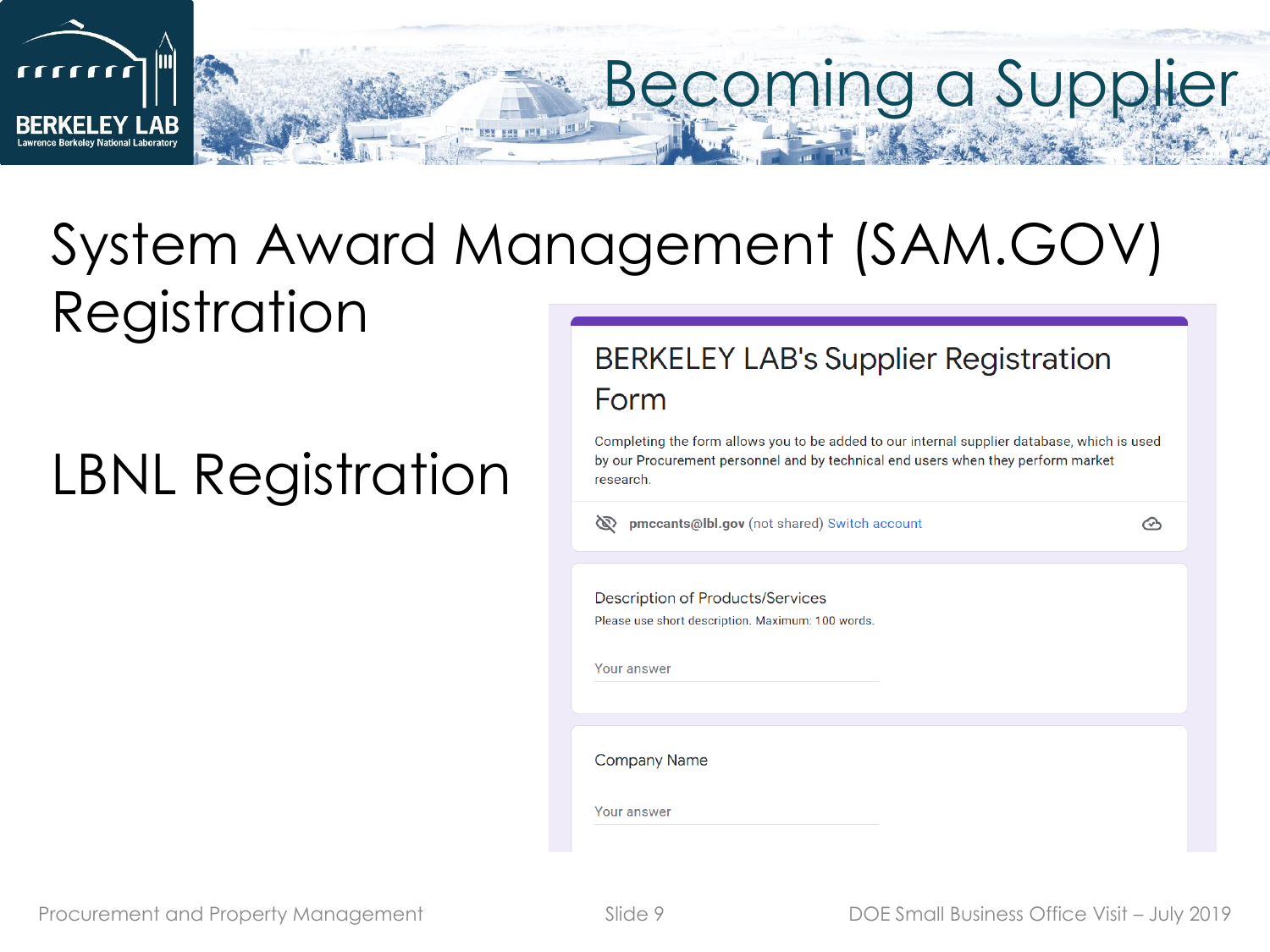# Becoming a Supplier

## System Award Management (SAM.GOV) Registration

## LBNL Registration

BERKELEY LAB's Supplier Registration Form

Completing the form allows you to be added to our internal supplier database, which is used by our Procurement personnel and by technical end users when they perform market research.

pmccants@lbl.gov (not shared) Switch account

Description of Products/Services

Please use short description. Maximum: 100 words.

Your answer

Company Name

Your answer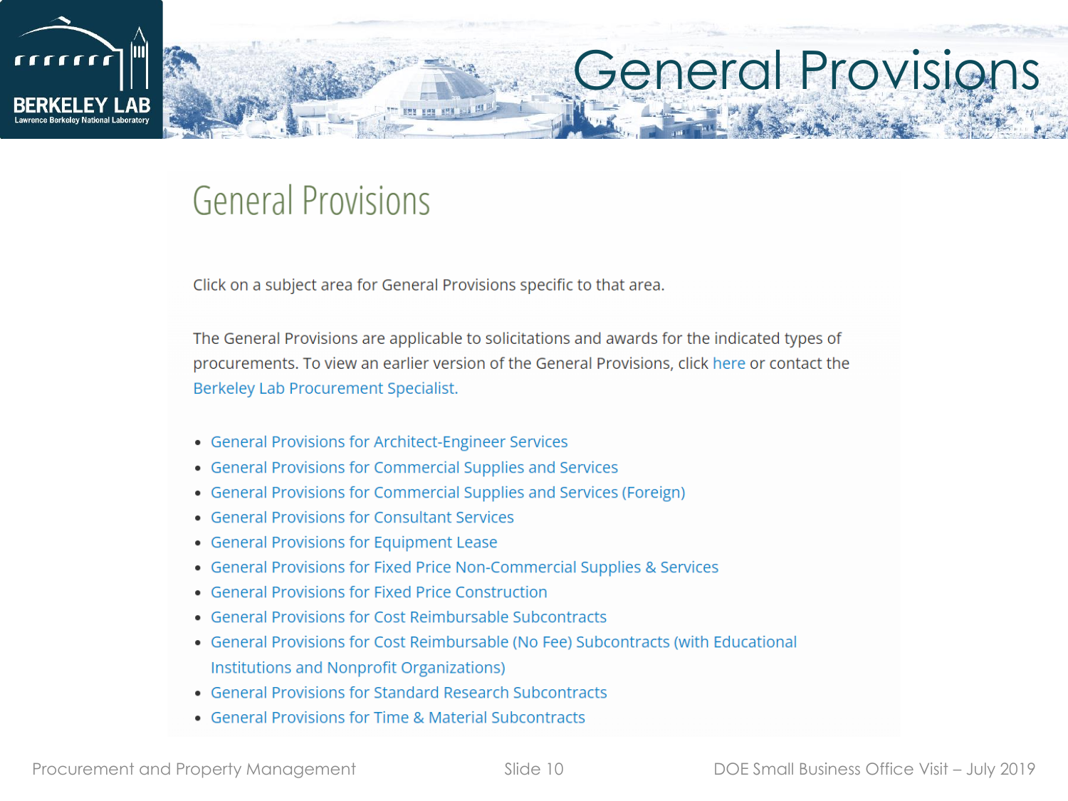# General Provisions

## General Provisions

Click on a subject area for General Provisions specific to that area.

The General Provisions are applicable to solicitations and awards for the indicated types of procurements. To view an earlier version of the General Provisions, click here or contact the Berkeley Lab Procurement Specialist.

- General Provisions for Architect-Engineer Services
- General Provisions for Commercial Supplies and Services
- General Provisions for Commercial Supplies and Services (Foreign)
- General Provisions for Consultant Services
- General Provisions for Equipment Lease
- General Provisions for Fixed Price Non-Commercial Supplies & Services
- General Provisions for Fixed Price Construction
- General Provisions for Cost Reimbursable Subcontracts
- General Provisions for Cost Reimbursable (No Fee) Subcontracts (with Educational Institutions and Nonprofit Organizations)
- General Provisions for Standard Research Subcontracts
- General Provisions for Time & Material Subcontracts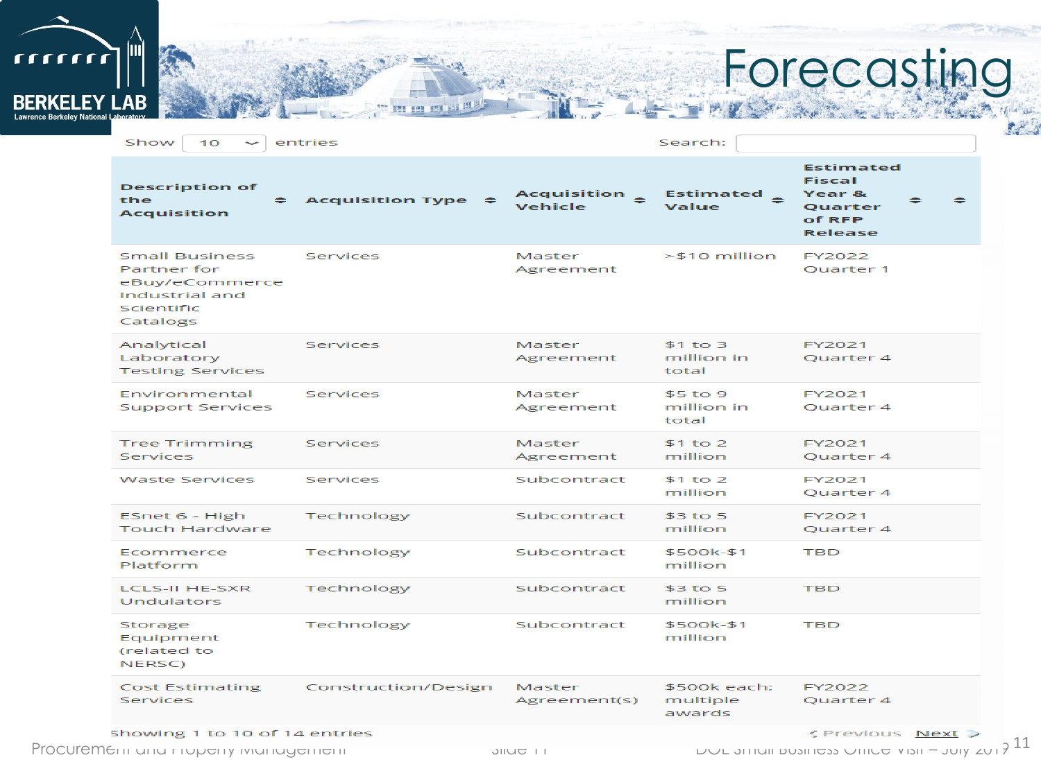# Forecasting

Show 10 entries Search:

| Description of the Acquisition | Acquisition Type | Acquisition Vehicle | Estimated Value | Estimated Fiscal Year & Quarter of RFP Release | |
|---|---|---|---|---|---|
| Small Business Partner for eBuy/eCommerce Industrial and Scientific Catalogs | Services | Master Agreement | >$10 million | FY2022 Quarter 1 | |
| Analytical Laboratory Testing Services | Services | Master Agreement | $1 to 3 million in total | FY2021 Quarter 4 | |
| Environmental Support Services | Services | Master Agreement | $5 to 9 million in total | FY2021 Quarter 4 | |
| Tree Trimming Services | Services | Master Agreement | $1 to 2 million | FY2021 Quarter 4 | |
| Waste Services | Services | Subcontract | $1 to 2 million | FY2021 Quarter 4 | |
| ESnet 6 - High Touch Hardware | Technology | Subcontract | $3 to 5 million | FY2021 Quarter 4 | |
| Ecommerce Platform | Technology | Subcontract | $500k-$1 million | TBD | |
| LCLS-II HE-SXR Undulators | Technology | Subcontract | $3 to 5 million | TBD | |
| Storage Equipment (related to NERSC) | Technology | Subcontract | $500k-$1 million | TBD | |
| Cost Estimating Services | Construction/Design | Master Agreement(s) | $500k each; multiple awards | FY2022 Quarter 4 | |

Showing 1 to 10 of 14 entries Previous Next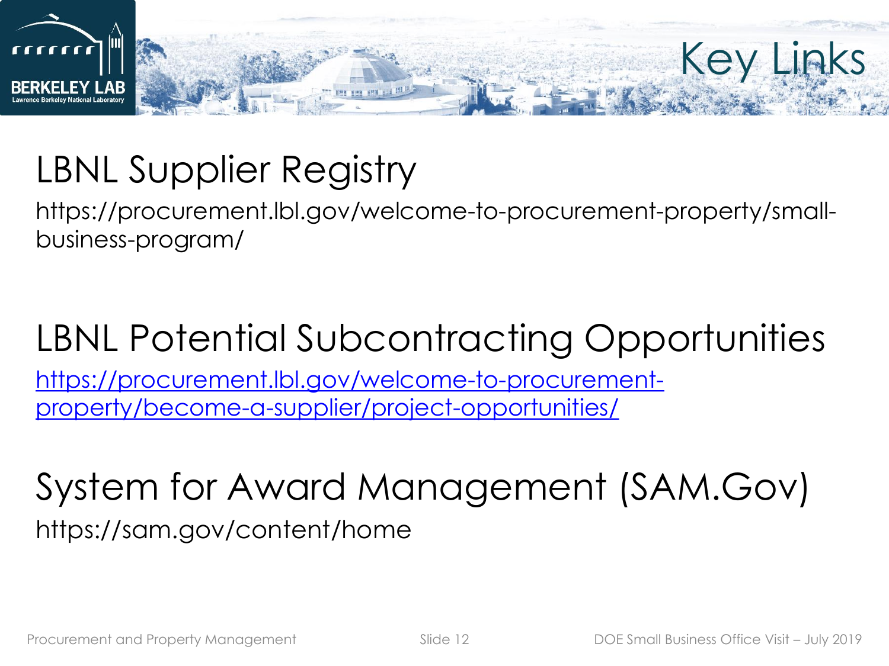# Key Links

## LBNL Supplier Registry

https://procurement.lbl.gov/welcome-to-procurement-property/small-business-program/

## LBNL Potential Subcontracting Opportunities

https://procurement.lbl.gov/welcome-to-procurement-property/become-a-supplier/project-opportunities/

## System for Award Management (SAM.Gov)

https://sam.gov/content/home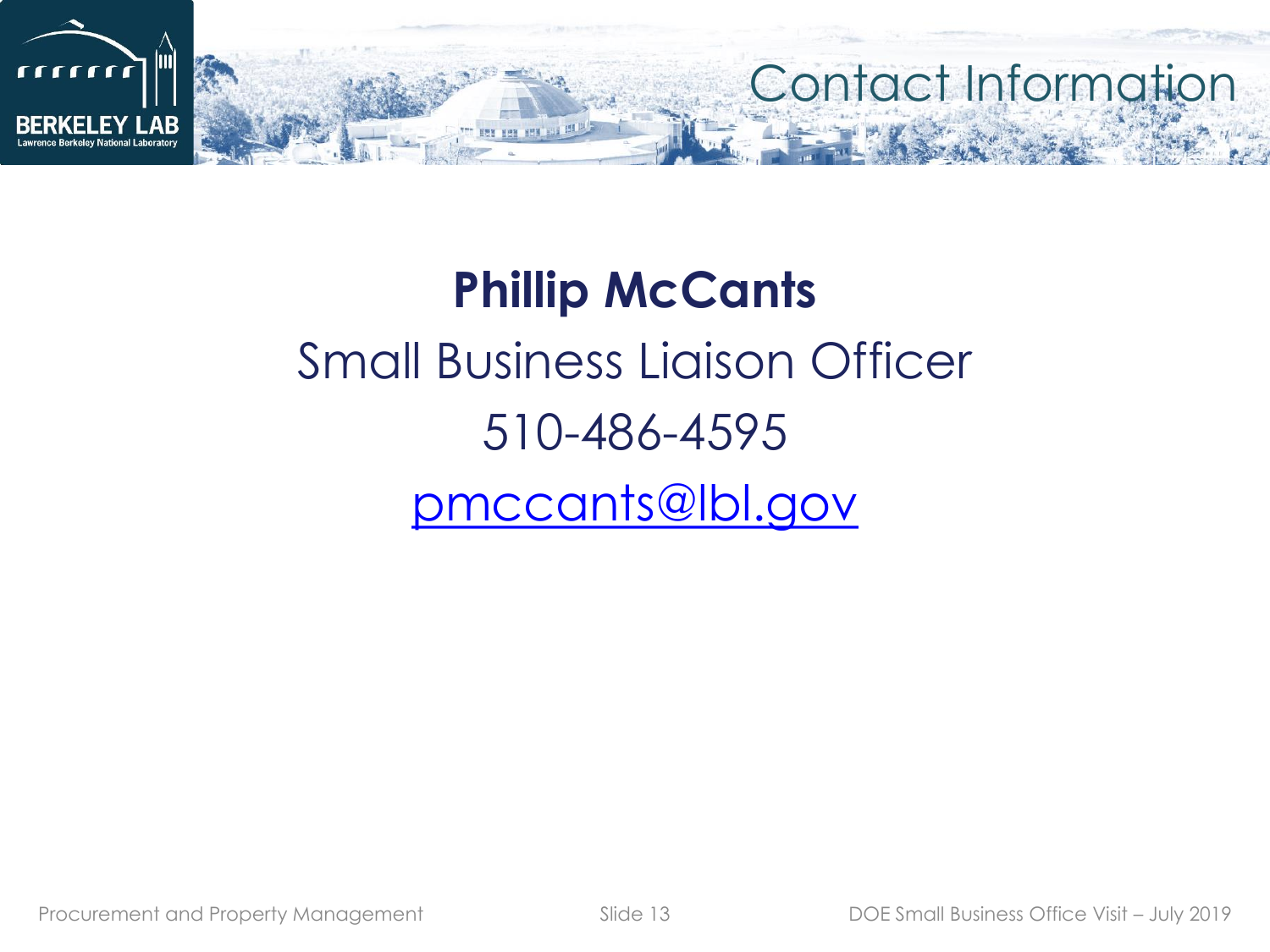# Contact Information

**Phillip McCants**

Small Business Liaison Officer

510-486-4595

pmccants@lbl.gov